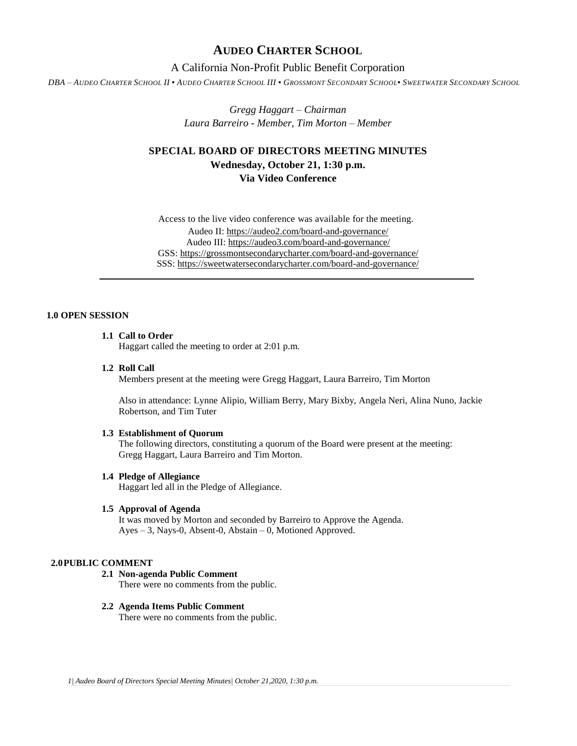# AUDEO CHARTER SCHOOL

A California Non-Profit Public Benefit Corporation

*DBA – AUDEO CHARTER SCHOOL II ▪ AUDEO CHARTER SCHOOL III ▪ GROSSMONT SECONDARY SCHOOL▪ SWEETWATER SECONDARY SCHOOL*

*Gregg Haggart – Chairman*
*Laura Barreiro - Member, Tim Morton – Member*

## SPECIAL BOARD OF DIRECTORS MEETING MINUTES
**Wednesday, October 21, 1:30 p.m.**
**Via Video Conference**

Access to the live video conference was available for the meeting.
Audeo II: https://audeo2.com/board-and-governance/
Audeo III: https://audeo3.com/board-and-governance/
GSS: https://grossmontsecondarycharter.com/board-and-governance/
SSS: https://sweetwatersecondarycharter.com/board-and-governance/

---

### 1.0 OPEN SESSION

**1.1 Call to Order**
Haggart called the meeting to order at 2:01 p.m.

**1.2 Roll Call**
Members present at the meeting were Gregg Haggart, Laura Barreiro, Tim Morton

Also in attendance: Lynne Alipio, William Berry, Mary Bixby, Angela Neri, Alina Nuno, Jackie Robertson, and Tim Tuter

**1.3 Establishment of Quorum**
The following directors, constituting a quorum of the Board were present at the meeting: Gregg Haggart, Laura Barreiro and Tim Morton.

**1.4 Pledge of Allegiance**
Haggart led all in the Pledge of Allegiance.

**1.5 Approval of Agenda**
It was moved by Morton and seconded by Barreiro to Approve the Agenda.
Ayes – 3, Nays-0, Absent-0, Abstain – 0, Motioned Approved.

### 2.0 PUBLIC COMMENT

**2.1 Non-agenda Public Comment**
There were no comments from the public.

**2.2 Agenda Items Public Comment**
There were no comments from the public.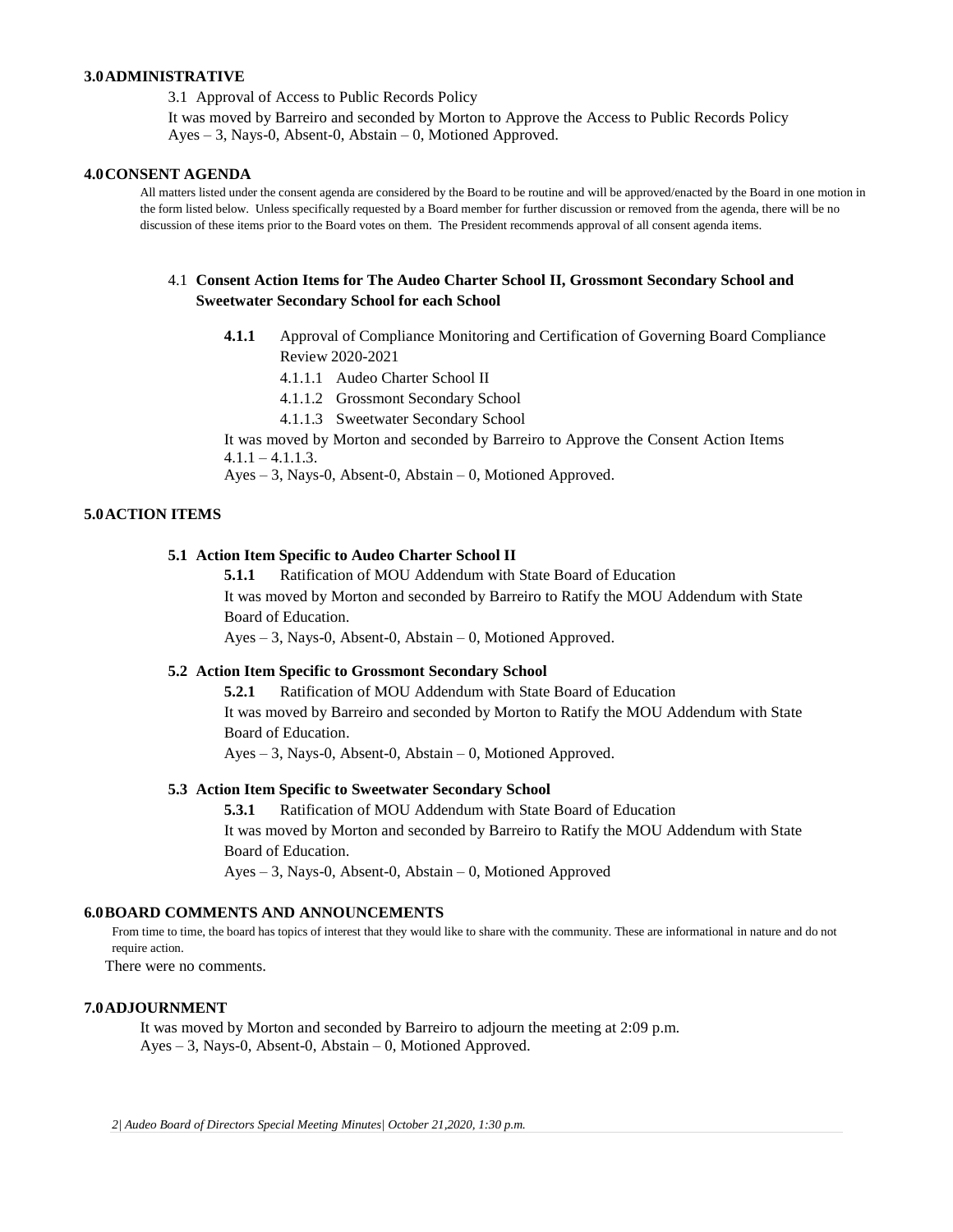## 3.0 ADMINISTRATIVE

3.1 Approval of Access to Public Records Policy

It was moved by Barreiro and seconded by Morton to Approve the Access to Public Records Policy
Ayes – 3, Nays-0, Absent-0, Abstain – 0, Motioned Approved.

## 4.0 CONSENT AGENDA

All matters listed under the consent agenda are considered by the Board to be routine and will be approved/enacted by the Board in one motion in the form listed below. Unless specifically requested by a Board member for further discussion or removed from the agenda, there will be no discussion of these items prior to the Board votes on them. The President recommends approval of all consent agenda items.

4.1 **Consent Action Items for The Audeo Charter School II, Grossmont Secondary School and Sweetwater Secondary School for each School**

**4.1.1** Approval of Compliance Monitoring and Certification of Governing Board Compliance Review 2020-2021

4.1.1.1 Audeo Charter School II

4.1.1.2 Grossmont Secondary School

4.1.1.3 Sweetwater Secondary School

It was moved by Morton and seconded by Barreiro to Approve the Consent Action Items 4.1.1 – 4.1.1.3.
Ayes – 3, Nays-0, Absent-0, Abstain – 0, Motioned Approved.

## 5.0 ACTION ITEMS

**5.1 Action Item Specific to Audeo Charter School II**

**5.1.1** Ratification of MOU Addendum with State Board of Education

It was moved by Morton and seconded by Barreiro to Ratify the MOU Addendum with State Board of Education.
Ayes – 3, Nays-0, Absent-0, Abstain – 0, Motioned Approved.

**5.2 Action Item Specific to Grossmont Secondary School**

**5.2.1** Ratification of MOU Addendum with State Board of Education

It was moved by Barreiro and seconded by Morton to Ratify the MOU Addendum with State Board of Education.
Ayes – 3, Nays-0, Absent-0, Abstain – 0, Motioned Approved.

**5.3 Action Item Specific to Sweetwater Secondary School**

**5.3.1** Ratification of MOU Addendum with State Board of Education

It was moved by Morton and seconded by Barreiro to Ratify the MOU Addendum with State Board of Education.
Ayes – 3, Nays-0, Absent-0, Abstain – 0, Motioned Approved

## 6.0 BOARD COMMENTS AND ANNOUNCEMENTS

From time to time, the board has topics of interest that they would like to share with the community. These are informational in nature and do not require action.

There were no comments.

## 7.0 ADJOURNMENT

It was moved by Morton and seconded by Barreiro to adjourn the meeting at 2:09 p.m.
Ayes – 3, Nays-0, Absent-0, Abstain – 0, Motioned Approved.